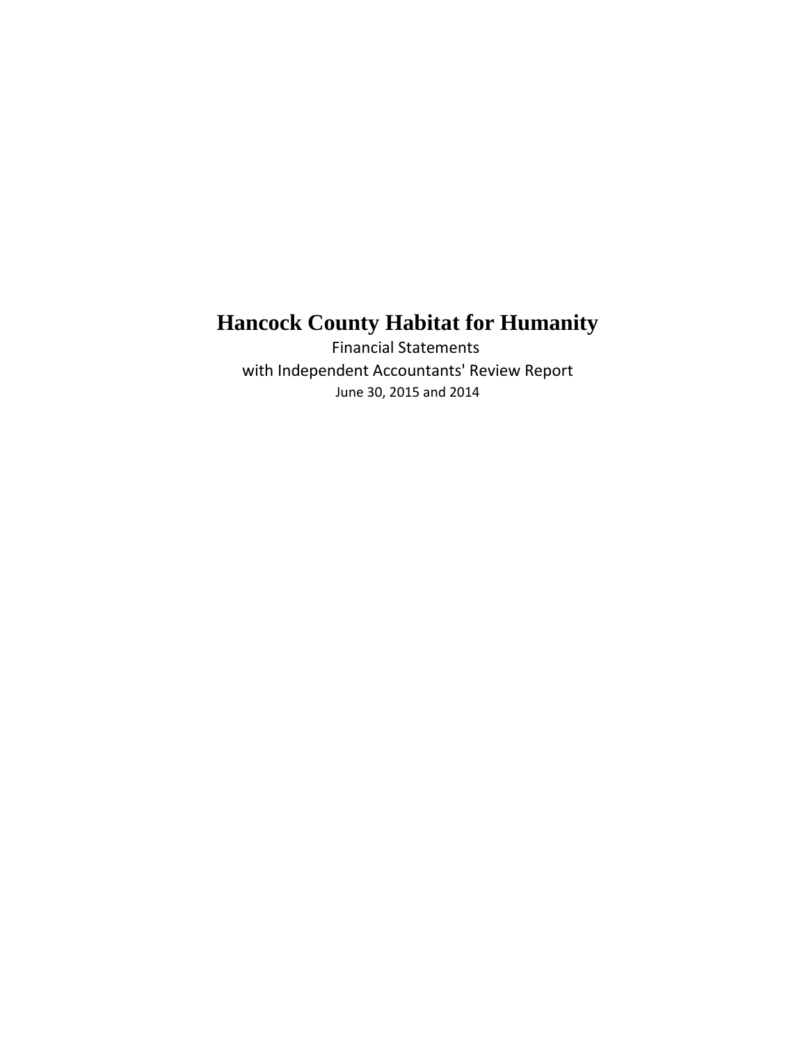# Hancock County Habitat for Humanity

Financial Statements

with Independent Accountants' Review Report

June 30, 2015 and 2014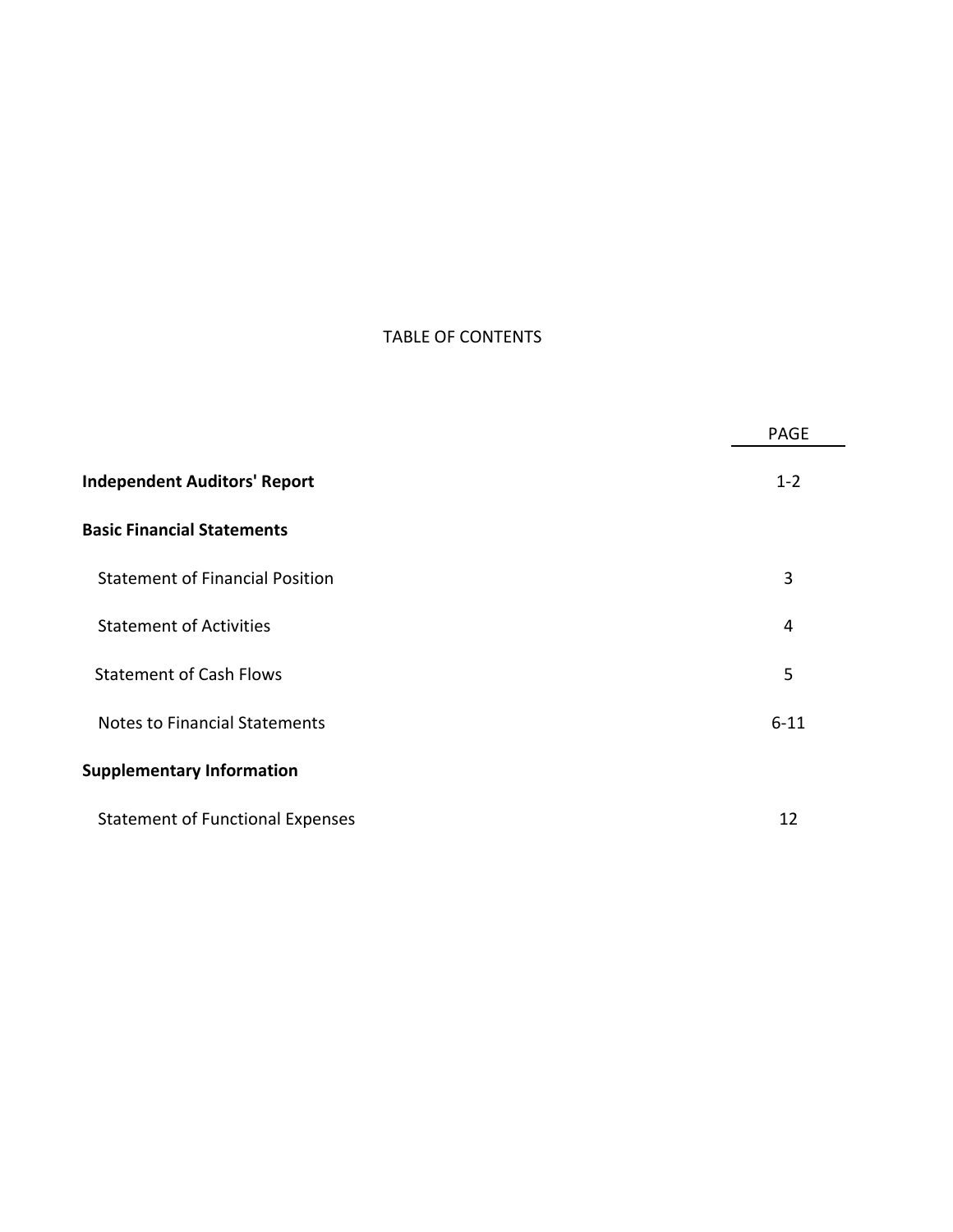# TABLE OF CONTENTS

| | PAGE |
|---|---|
| **Independent Auditors' Report** | 1-2 |
| **Basic Financial Statements** | |
| Statement of Financial Position | 3 |
| Statement of Activities | 4 |
| Statement of Cash Flows | 5 |
| Notes to Financial Statements | 6-11 |
| **Supplementary Information** | |
| Statement of Functional Expenses | 12 |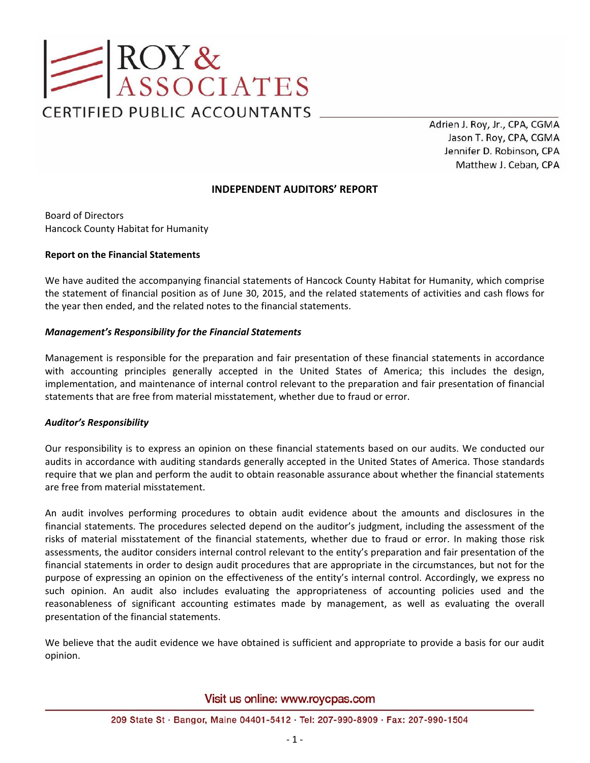# ROY & ASSOCIATES

CERTIFIED PUBLIC ACCOUNTANTS

Adrien J. Roy, Jr., CPA, CGMA
Jason T. Roy, CPA, CGMA
Jennifer D. Robinson, CPA
Matthew J. Ceban, CPA

## INDEPENDENT AUDITORS' REPORT

Board of Directors
Hancock County Habitat for Humanity

**Report on the Financial Statements**

We have audited the accompanying financial statements of Hancock County Habitat for Humanity, which comprise the statement of financial position as of June 30, 2015, and the related statements of activities and cash flows for the year then ended, and the related notes to the financial statements.

***Management's Responsibility for the Financial Statements***

Management is responsible for the preparation and fair presentation of these financial statements in accordance with accounting principles generally accepted in the United States of America; this includes the design, implementation, and maintenance of internal control relevant to the preparation and fair presentation of financial statements that are free from material misstatement, whether due to fraud or error.

***Auditor's Responsibility***

Our responsibility is to express an opinion on these financial statements based on our audits. We conducted our audits in accordance with auditing standards generally accepted in the United States of America. Those standards require that we plan and perform the audit to obtain reasonable assurance about whether the financial statements are free from material misstatement.

An audit involves performing procedures to obtain audit evidence about the amounts and disclosures in the financial statements. The procedures selected depend on the auditor's judgment, including the assessment of the risks of material misstatement of the financial statements, whether due to fraud or error. In making those risk assessments, the auditor considers internal control relevant to the entity's preparation and fair presentation of the financial statements in order to design audit procedures that are appropriate in the circumstances, but not for the purpose of expressing an opinion on the effectiveness of the entity's internal control. Accordingly, we express no such opinion. An audit also includes evaluating the appropriateness of accounting policies used and the reasonableness of significant accounting estimates made by management, as well as evaluating the overall presentation of the financial statements.

We believe that the audit evidence we have obtained is sufficient and appropriate to provide a basis for our audit opinion.

Visit us online: www.roycpas.com

209 State St · Bangor, Maine 04401-5412 · Tel: 207-990-8909 · Fax: 207-990-1504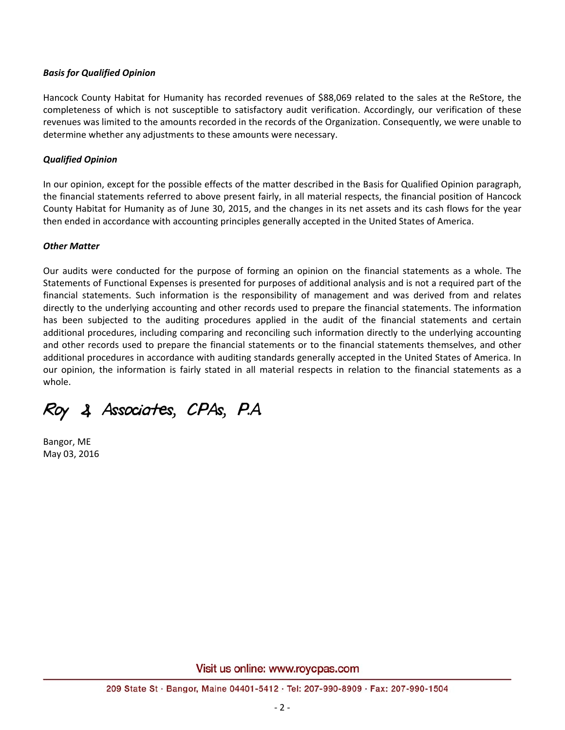***Basis for Qualified Opinion***

Hancock County Habitat for Humanity has recorded revenues of $88,069 related to the sales at the ReStore, the completeness of which is not susceptible to satisfactory audit verification. Accordingly, our verification of these revenues was limited to the amounts recorded in the records of the Organization. Consequently, we were unable to determine whether any adjustments to these amounts were necessary.

***Qualified Opinion***

In our opinion, except for the possible effects of the matter described in the Basis for Qualified Opinion paragraph, the financial statements referred to above present fairly, in all material respects, the financial position of Hancock County Habitat for Humanity as of June 30, 2015, and the changes in its net assets and its cash flows for the year then ended in accordance with accounting principles generally accepted in the United States of America.

***Other Matter***

Our audits were conducted for the purpose of forming an opinion on the financial statements as a whole. The Statements of Functional Expenses is presented for purposes of additional analysis and is not a required part of the financial statements. Such information is the responsibility of management and was derived from and relates directly to the underlying accounting and other records used to prepare the financial statements. The information has been subjected to the auditing procedures applied in the audit of the financial statements and certain additional procedures, including comparing and reconciling such information directly to the underlying accounting and other records used to prepare the financial statements or to the financial statements themselves, and other additional procedures in accordance with auditing standards generally accepted in the United States of America. In our opinion, the information is fairly stated in all material respects in relation to the financial statements as a whole.

*Roy & Associates, CPAs, P.A*

Bangor, ME
May 03, 2016

Visit us online: www.roycpas.com

209 State St · Bangor, Maine 04401-5412 · Tel: 207-990-8909 · Fax: 207-990-1504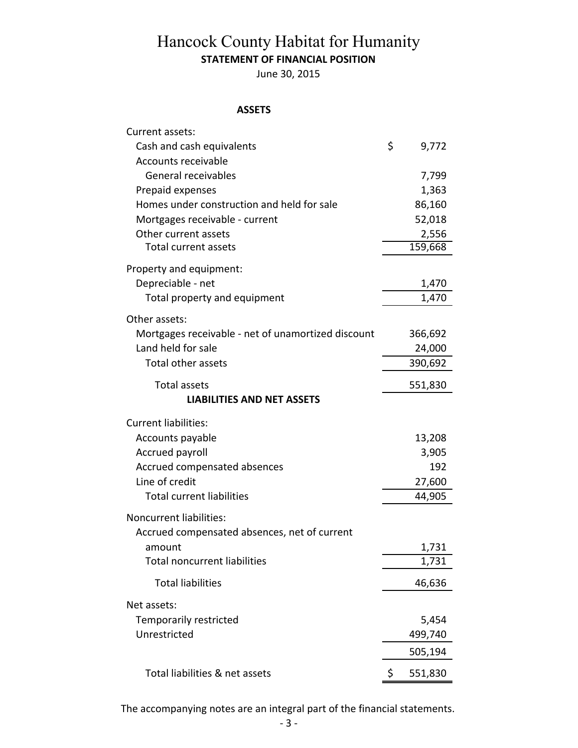# Hancock County Habitat for Humanity

## STATEMENT OF FINANCIAL POSITION

June 30, 2015

### ASSETS

| | |
|---|---|
| Current assets: | |
| Cash and cash equivalents | $ 9,772 |
| Accounts receivable | |
| General receivables | 7,799 |
| Prepaid expenses | 1,363 |
| Homes under construction and held for sale | 86,160 |
| Mortgages receivable - current | 52,018 |
| Other current assets | 2,556 |
| Total current assets | 159,668 |
| Property and equipment: | |
| Depreciable - net | 1,470 |
| Total property and equipment | 1,470 |
| Other assets: | |
| Mortgages receivable - net of unamortized discount | 366,692 |
| Land held for sale | 24,000 |
| Total other assets | 390,692 |
| Total assets | 551,830 |

### LIABILITIES AND NET ASSETS

| | |
|---|---|
| Current liabilities: | |
| Accounts payable | 13,208 |
| Accrued payroll | 3,905 |
| Accrued compensated absences | 192 |
| Line of credit | 27,600 |
| Total current liabilities | 44,905 |
| Noncurrent liabilities: | |
| Accrued compensated absences, net of current amount | 1,731 |
| Total noncurrent liabilities | 1,731 |
| Total liabilities | 46,636 |
| Net assets: | |
| Temporarily restricted | 5,454 |
| Unrestricted | 499,740 |
| | 505,194 |
| Total liabilities & net assets | $ 551,830 |

The accompanying notes are an integral part of the financial statements.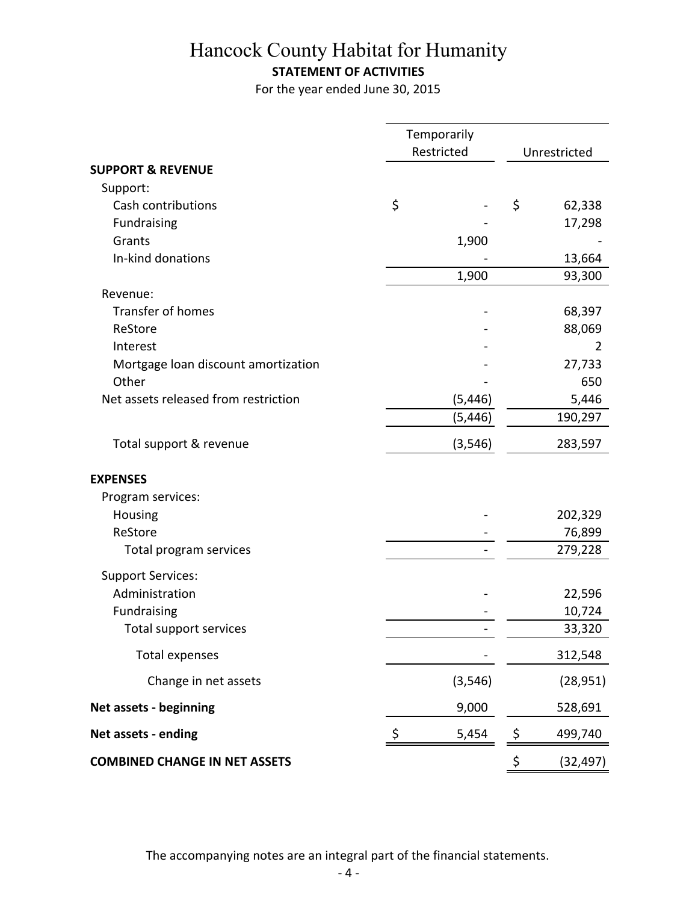# Hancock County Habitat for Humanity

**STATEMENT OF ACTIVITIES**

For the year ended June 30, 2015

| | Temporarily Restricted | Unrestricted |
|---|---|---|
| **SUPPORT & REVENUE** | | |
| Support: | | |
| Cash contributions | $ - | $ 62,338 |
| Fundraising | - | 17,298 |
| Grants | 1,900 | - |
| In-kind donations | - | 13,664 |
| | 1,900 | 93,300 |
| Revenue: | | |
| Transfer of homes | - | 68,397 |
| ReStore | - | 88,069 |
| Interest | - | 2 |
| Mortgage loan discount amortization | - | 27,733 |
| Other | - | 650 |
| Net assets released from restriction | (5,446) | 5,446 |
| | (5,446) | 190,297 |
| Total support & revenue | (3,546) | 283,597 |
| **EXPENSES** | | |
| Program services: | | |
| Housing | - | 202,329 |
| ReStore | - | 76,899 |
| Total program services | - | 279,228 |
| Support Services: | | |
| Administration | - | 22,596 |
| Fundraising | - | 10,724 |
| Total support services | - | 33,320 |
| Total expenses | - | 312,548 |
| Change in net assets | (3,546) | (28,951) |
| **Net assets - beginning** | 9,000 | 528,691 |
| **Net assets - ending** | $ 5,454 | $ 499,740 |
| **COMBINED CHANGE IN NET ASSETS** | | $ (32,497) |

The accompanying notes are an integral part of the financial statements.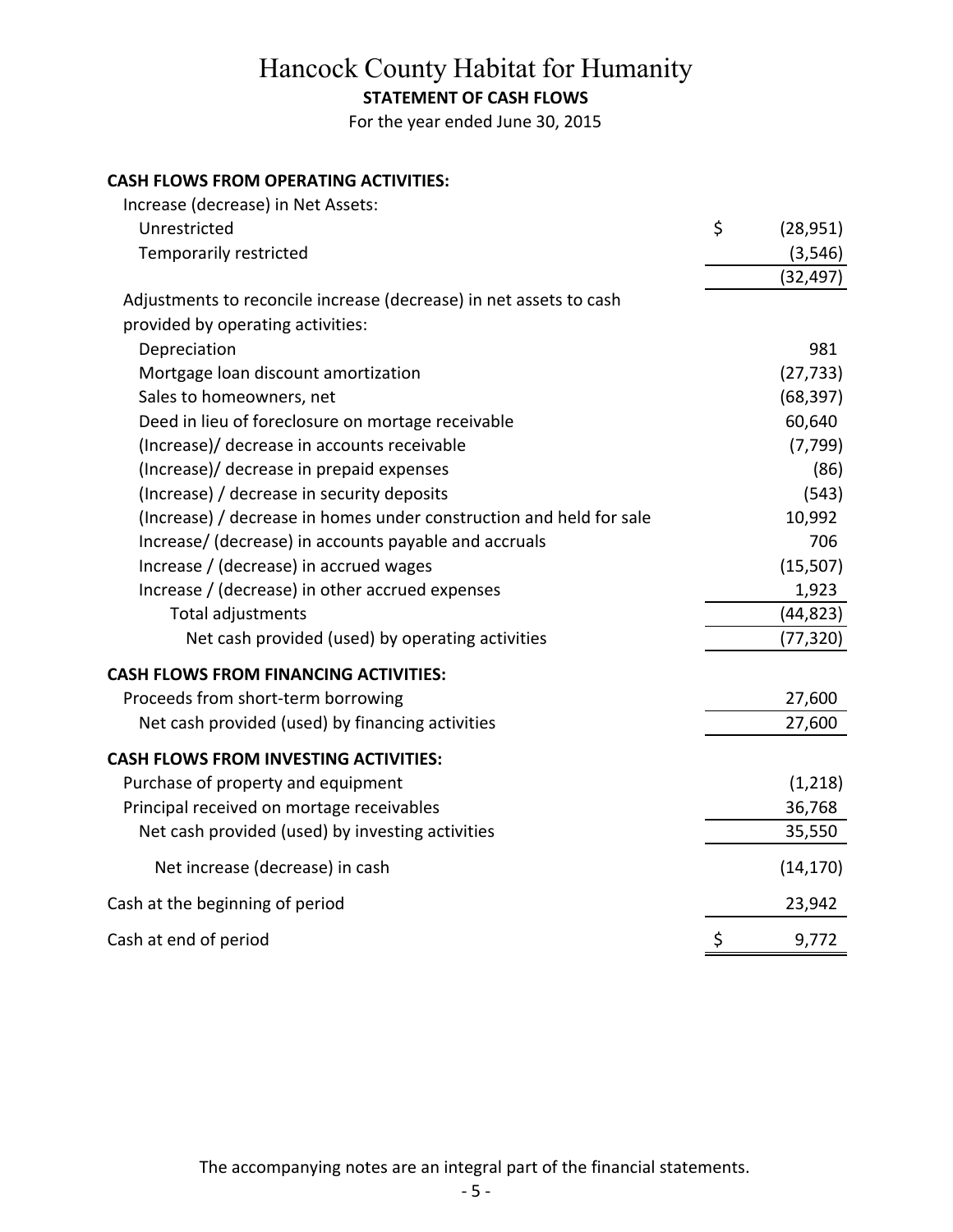# Hancock County Habitat for Humanity

**STATEMENT OF CASH FLOWS**

For the year ended June 30, 2015

| | |
|---|---|
| **CASH FLOWS FROM OPERATING ACTIVITIES:** | |
| Increase (decrease) in Net Assets: | |
| Unrestricted | $ (28,951) |
| Temporarily restricted | (3,546) |
| | (32,497) |
| Adjustments to reconcile increase (decrease) in net assets to cash provided by operating activities: | |
| Depreciation | 981 |
| Mortgage loan discount amortization | (27,733) |
| Sales to homeowners, net | (68,397) |
| Deed in lieu of foreclosure on mortage receivable | 60,640 |
| (Increase)/ decrease in accounts receivable | (7,799) |
| (Increase)/ decrease in prepaid expenses | (86) |
| (Increase) / decrease in security deposits | (543) |
| (Increase) / decrease in homes under construction and held for sale | 10,992 |
| Increase/ (decrease) in accounts payable and accruals | 706 |
| Increase / (decrease) in accrued wages | (15,507) |
| Increase / (decrease) in other accrued expenses | 1,923 |
| Total adjustments | (44,823) |
| Net cash provided (used) by operating activities | (77,320) |
| **CASH FLOWS FROM FINANCING ACTIVITIES:** | |
| Proceeds from short-term borrowing | 27,600 |
| Net cash provided (used) by financing activities | 27,600 |
| **CASH FLOWS FROM INVESTING ACTIVITIES:** | |
| Purchase of property and equipment | (1,218) |
| Principal received on mortage receivables | 36,768 |
| Net cash provided (used) by investing activities | 35,550 |
| Net increase (decrease) in cash | (14,170) |
| Cash at the beginning of period | 23,942 |
| Cash at end of period | $ 9,772 |

The accompanying notes are an integral part of the financial statements.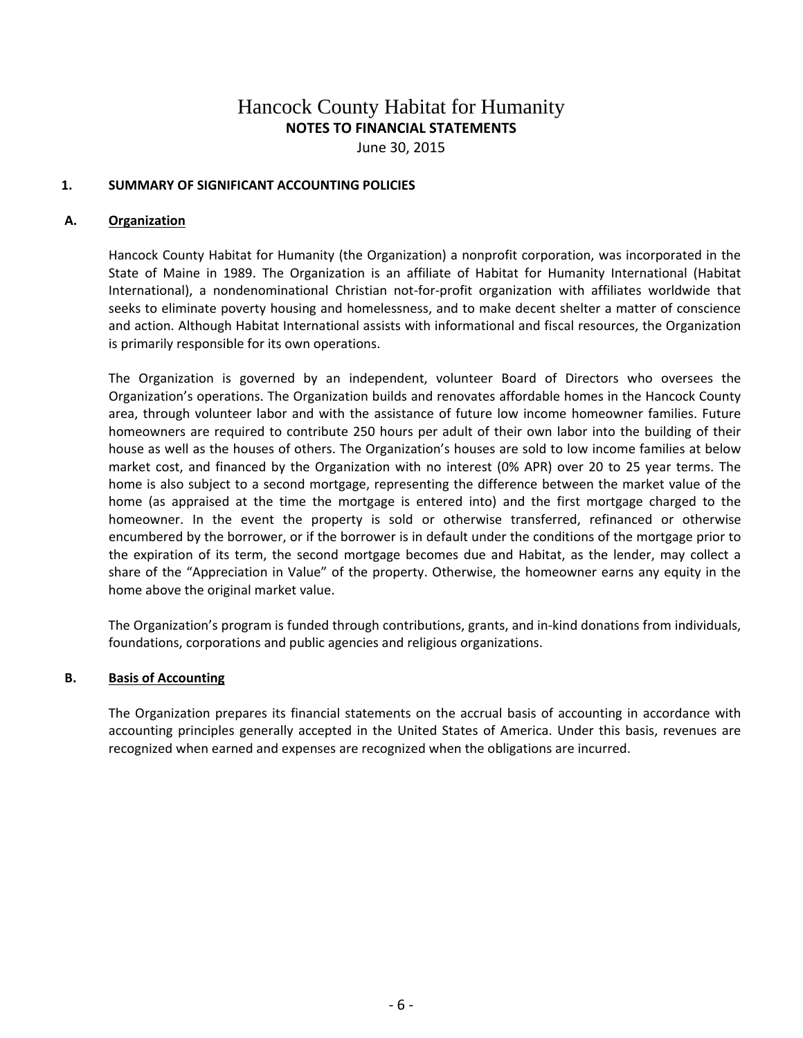# Hancock County Habitat for Humanity

## NOTES TO FINANCIAL STATEMENTS

June 30, 2015

### 1. SUMMARY OF SIGNIFICANT ACCOUNTING POLICIES

#### A. Organization

Hancock County Habitat for Humanity (the Organization) a nonprofit corporation, was incorporated in the State of Maine in 1989. The Organization is an affiliate of Habitat for Humanity International (Habitat International), a nondenominational Christian not-for-profit organization with affiliates worldwide that seeks to eliminate poverty housing and homelessness, and to make decent shelter a matter of conscience and action. Although Habitat International assists with informational and fiscal resources, the Organization is primarily responsible for its own operations.

The Organization is governed by an independent, volunteer Board of Directors who oversees the Organization's operations. The Organization builds and renovates affordable homes in the Hancock County area, through volunteer labor and with the assistance of future low income homeowner families. Future homeowners are required to contribute 250 hours per adult of their own labor into the building of their house as well as the houses of others. The Organization's houses are sold to low income families at below market cost, and financed by the Organization with no interest (0% APR) over 20 to 25 year terms. The home is also subject to a second mortgage, representing the difference between the market value of the home (as appraised at the time the mortgage is entered into) and the first mortgage charged to the homeowner. In the event the property is sold or otherwise transferred, refinanced or otherwise encumbered by the borrower, or if the borrower is in default under the conditions of the mortgage prior to the expiration of its term, the second mortgage becomes due and Habitat, as the lender, may collect a share of the "Appreciation in Value" of the property. Otherwise, the homeowner earns any equity in the home above the original market value.

The Organization's program is funded through contributions, grants, and in-kind donations from individuals, foundations, corporations and public agencies and religious organizations.

#### B. Basis of Accounting

The Organization prepares its financial statements on the accrual basis of accounting in accordance with accounting principles generally accepted in the United States of America. Under this basis, revenues are recognized when earned and expenses are recognized when the obligations are incurred.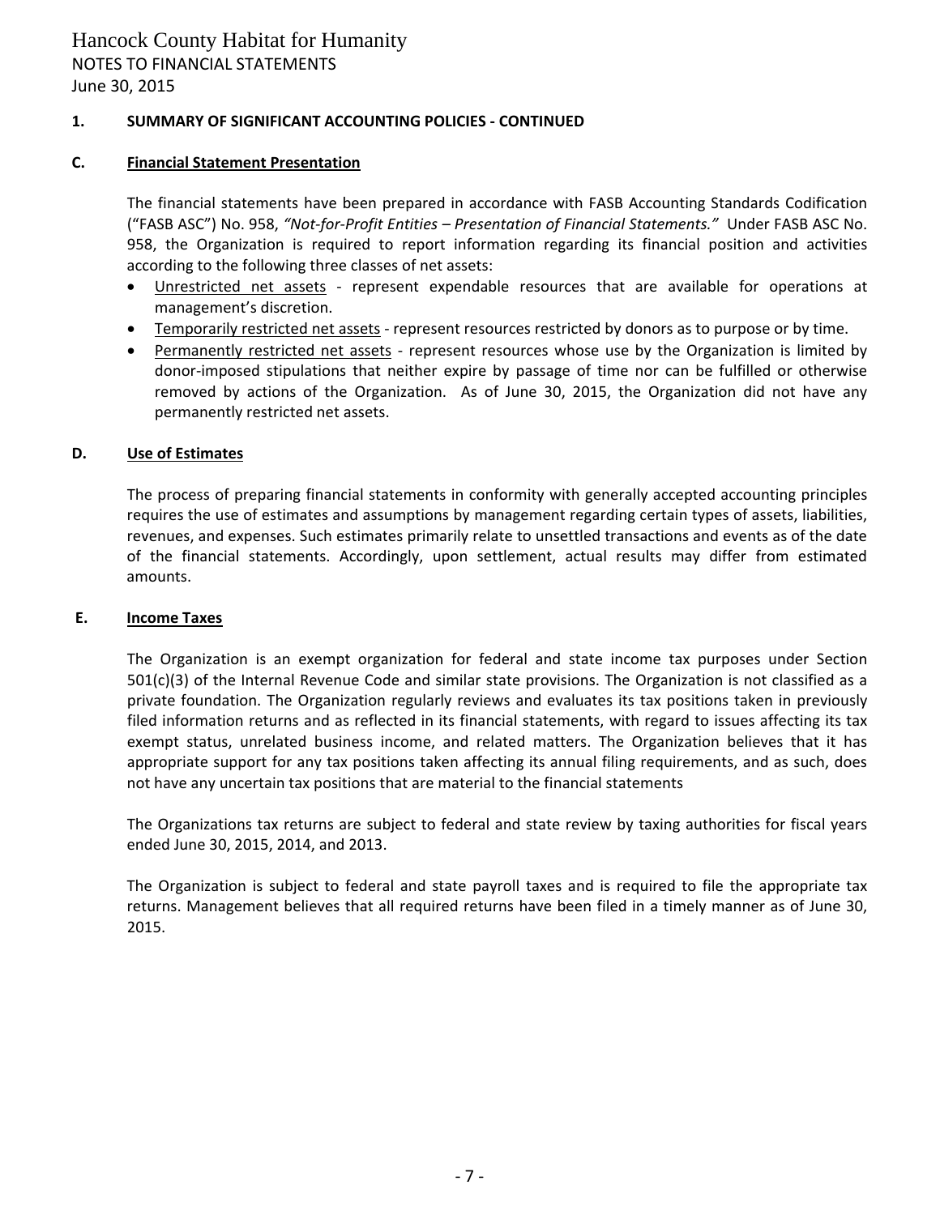## 1. SUMMARY OF SIGNIFICANT ACCOUNTING POLICIES - CONTINUED

### C. Financial Statement Presentation

The financial statements have been prepared in accordance with FASB Accounting Standards Codification ("FASB ASC") No. 958, *"Not-for-Profit Entities – Presentation of Financial Statements."* Under FASB ASC No. 958, the Organization is required to report information regarding its financial position and activities according to the following three classes of net assets:

- Unrestricted net assets - represent expendable resources that are available for operations at management's discretion.
- Temporarily restricted net assets - represent resources restricted by donors as to purpose or by time.
- Permanently restricted net assets - represent resources whose use by the Organization is limited by donor-imposed stipulations that neither expire by passage of time nor can be fulfilled or otherwise removed by actions of the Organization. As of June 30, 2015, the Organization did not have any permanently restricted net assets.

### D. Use of Estimates

The process of preparing financial statements in conformity with generally accepted accounting principles requires the use of estimates and assumptions by management regarding certain types of assets, liabilities, revenues, and expenses. Such estimates primarily relate to unsettled transactions and events as of the date of the financial statements. Accordingly, upon settlement, actual results may differ from estimated amounts.

### E. Income Taxes

The Organization is an exempt organization for federal and state income tax purposes under Section 501(c)(3) of the Internal Revenue Code and similar state provisions. The Organization is not classified as a private foundation. The Organization regularly reviews and evaluates its tax positions taken in previously filed information returns and as reflected in its financial statements, with regard to issues affecting its tax exempt status, unrelated business income, and related matters. The Organization believes that it has appropriate support for any tax positions taken affecting its annual filing requirements, and as such, does not have any uncertain tax positions that are material to the financial statements

The Organizations tax returns are subject to federal and state review by taxing authorities for fiscal years ended June 30, 2015, 2014, and 2013.

The Organization is subject to federal and state payroll taxes and is required to file the appropriate tax returns. Management believes that all required returns have been filed in a timely manner as of June 30, 2015.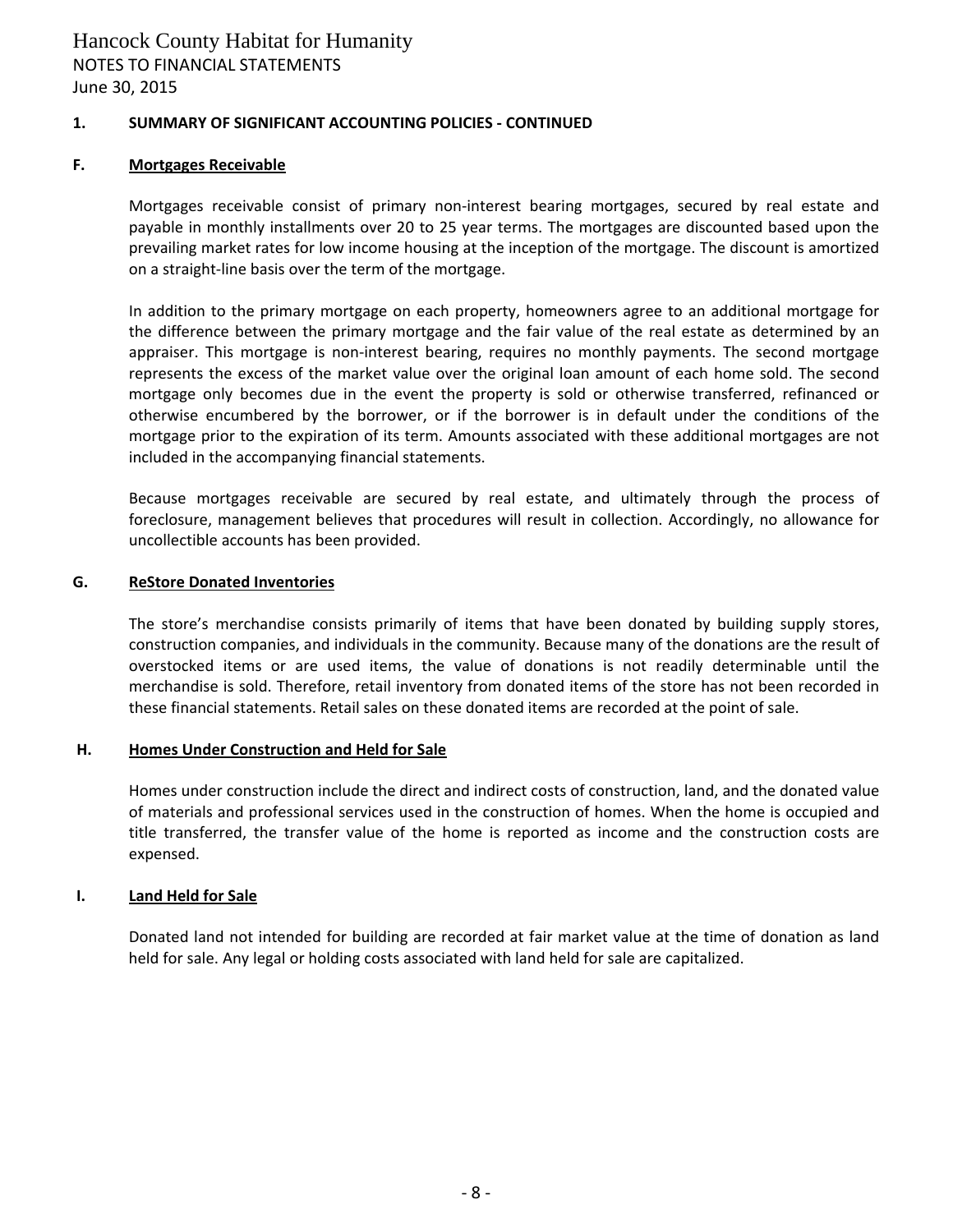## 1. SUMMARY OF SIGNIFICANT ACCOUNTING POLICIES - CONTINUED

### F. Mortgages Receivable

Mortgages receivable consist of primary non-interest bearing mortgages, secured by real estate and payable in monthly installments over 20 to 25 year terms. The mortgages are discounted based upon the prevailing market rates for low income housing at the inception of the mortgage. The discount is amortized on a straight-line basis over the term of the mortgage.

In addition to the primary mortgage on each property, homeowners agree to an additional mortgage for the difference between the primary mortgage and the fair value of the real estate as determined by an appraiser. This mortgage is non-interest bearing, requires no monthly payments. The second mortgage represents the excess of the market value over the original loan amount of each home sold. The second mortgage only becomes due in the event the property is sold or otherwise transferred, refinanced or otherwise encumbered by the borrower, or if the borrower is in default under the conditions of the mortgage prior to the expiration of its term. Amounts associated with these additional mortgages are not included in the accompanying financial statements.

Because mortgages receivable are secured by real estate, and ultimately through the process of foreclosure, management believes that procedures will result in collection. Accordingly, no allowance for uncollectible accounts has been provided.

### G. ReStore Donated Inventories

The store's merchandise consists primarily of items that have been donated by building supply stores, construction companies, and individuals in the community. Because many of the donations are the result of overstocked items or are used items, the value of donations is not readily determinable until the merchandise is sold. Therefore, retail inventory from donated items of the store has not been recorded in these financial statements. Retail sales on these donated items are recorded at the point of sale.

### H. Homes Under Construction and Held for Sale

Homes under construction include the direct and indirect costs of construction, land, and the donated value of materials and professional services used in the construction of homes. When the home is occupied and title transferred, the transfer value of the home is reported as income and the construction costs are expensed.

### I. Land Held for Sale

Donated land not intended for building are recorded at fair market value at the time of donation as land held for sale. Any legal or holding costs associated with land held for sale are capitalized.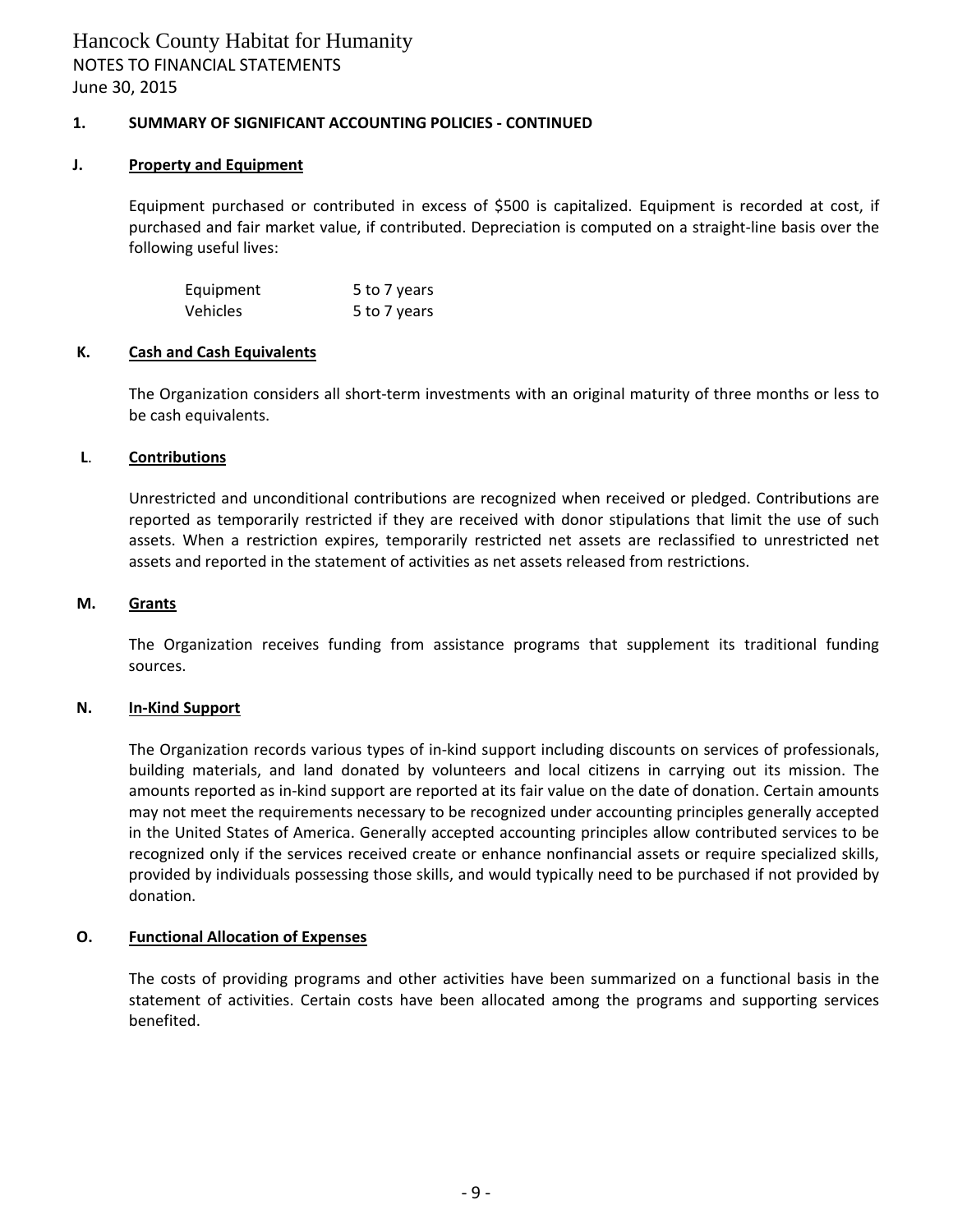# Hancock County Habitat for Humanity

NOTES TO FINANCIAL STATEMENTS

June 30, 2015

**1. SUMMARY OF SIGNIFICANT ACCOUNTING POLICIES - CONTINUED**

**J. Property and Equipment**

Equipment purchased or contributed in excess of $500 is capitalized. Equipment is recorded at cost, if purchased and fair market value, if contributed. Depreciation is computed on a straight-line basis over the following useful lives:

| | |
|---|---|
| Equipment | 5 to 7 years |
| Vehicles | 5 to 7 years |

**K. Cash and Cash Equivalents**

The Organization considers all short-term investments with an original maturity of three months or less to be cash equivalents.

**L. Contributions**

Unrestricted and unconditional contributions are recognized when received or pledged. Contributions are reported as temporarily restricted if they are received with donor stipulations that limit the use of such assets. When a restriction expires, temporarily restricted net assets are reclassified to unrestricted net assets and reported in the statement of activities as net assets released from restrictions.

**M. Grants**

The Organization receives funding from assistance programs that supplement its traditional funding sources.

**N. In-Kind Support**

The Organization records various types of in-kind support including discounts on services of professionals, building materials, and land donated by volunteers and local citizens in carrying out its mission. The amounts reported as in-kind support are reported at its fair value on the date of donation. Certain amounts may not meet the requirements necessary to be recognized under accounting principles generally accepted in the United States of America. Generally accepted accounting principles allow contributed services to be recognized only if the services received create or enhance nonfinancial assets or require specialized skills, provided by individuals possessing those skills, and would typically need to be purchased if not provided by donation.

**O. Functional Allocation of Expenses**

The costs of providing programs and other activities have been summarized on a functional basis in the statement of activities. Certain costs have been allocated among the programs and supporting services benefited.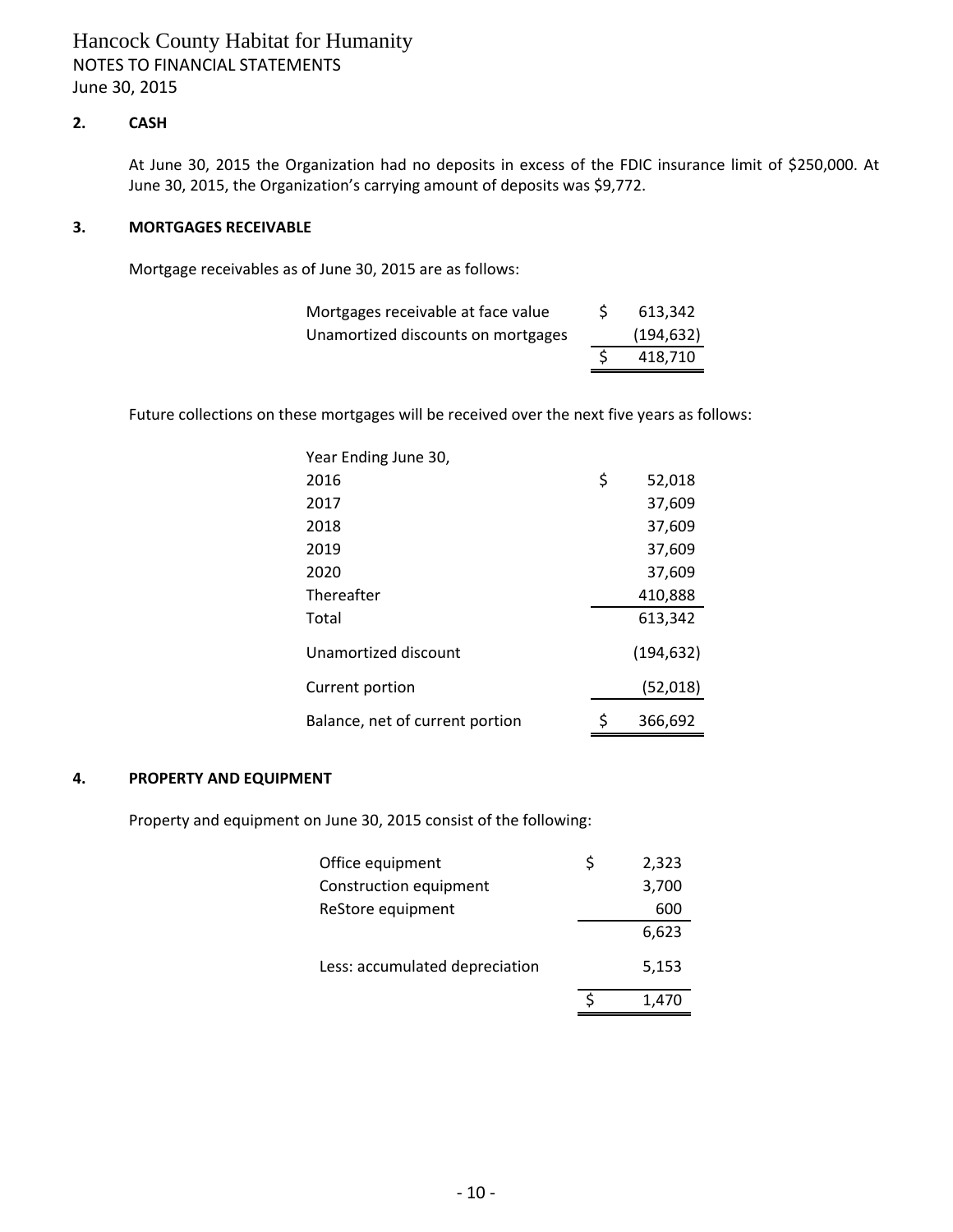Hancock County Habitat for Humanity
NOTES TO FINANCIAL STATEMENTS
June 30, 2015

**2. CASH**

At June 30, 2015 the Organization had no deposits in excess of the FDIC insurance limit of $250,000. At June 30, 2015, the Organization's carrying amount of deposits was $9,772.

**3. MORTGAGES RECEIVABLE**

Mortgage receivables as of June 30, 2015 are as follows:

| | |
|---|---|
| Mortgages receivable at face value | $ 613,342 |
| Unamortized discounts on mortgages | (194,632) |
| | $ 418,710 |

Future collections on these mortgages will be received over the next five years as follows:

| Year Ending June 30, | |
|---|---|
| 2016 | $ 52,018 |
| 2017 | 37,609 |
| 2018 | 37,609 |
| 2019 | 37,609 |
| 2020 | 37,609 |
| Thereafter | 410,888 |
| Total | 613,342 |
| Unamortized discount | (194,632) |
| Current portion | (52,018) |
| Balance, net of current portion | $ 366,692 |

**4. PROPERTY AND EQUIPMENT**

Property and equipment on June 30, 2015 consist of the following:

| | |
|---|---|
| Office equipment | $ 2,323 |
| Construction equipment | 3,700 |
| ReStore equipment | 600 |
| | 6,623 |
| Less: accumulated depreciation | 5,153 |
| | $ 1,470 |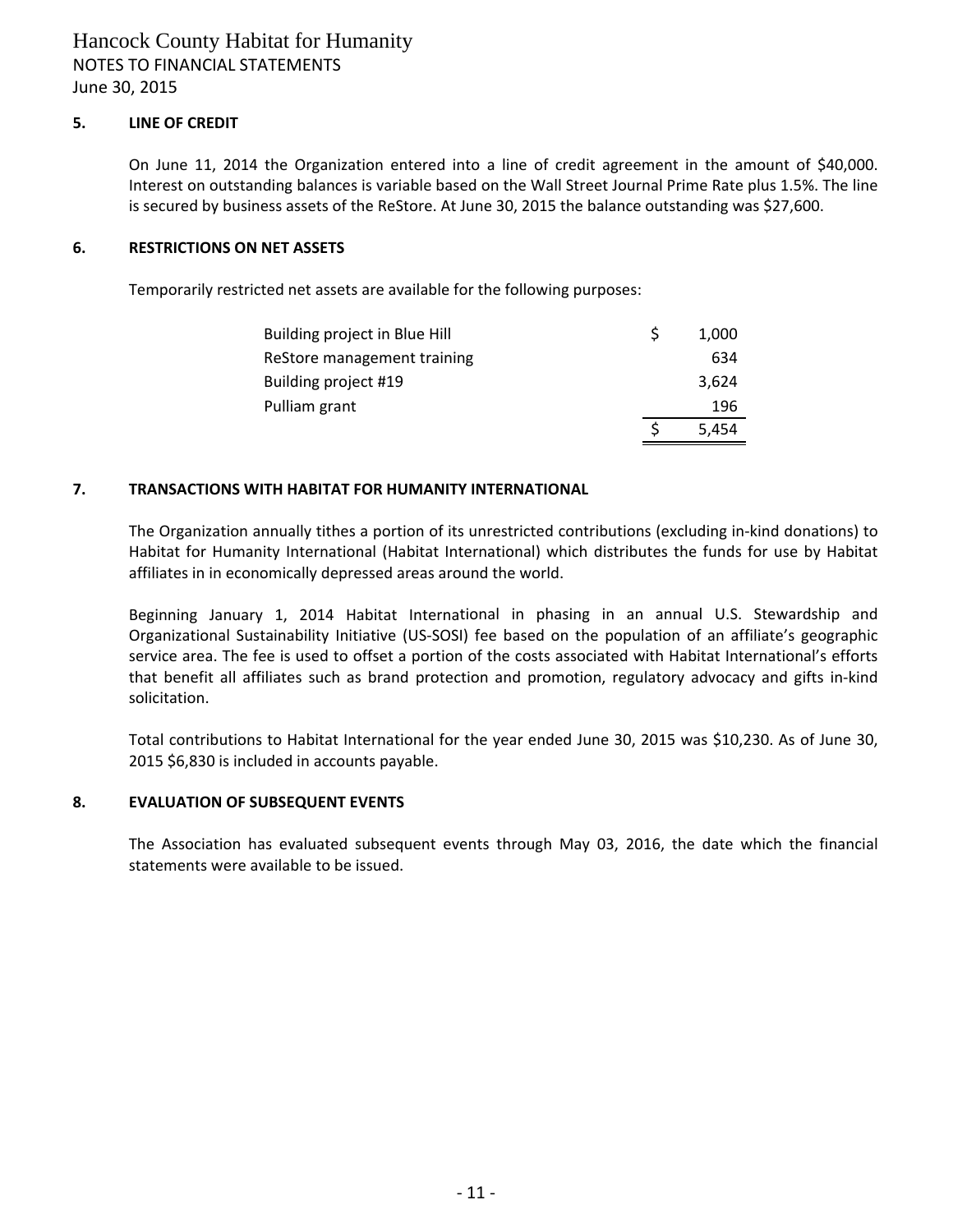### 5. LINE OF CREDIT

On June 11, 2014 the Organization entered into a line of credit agreement in the amount of $40,000. Interest on outstanding balances is variable based on the Wall Street Journal Prime Rate plus 1.5%. The line is secured by business assets of the ReStore. At June 30, 2015 the balance outstanding was $27,600.

### 6. RESTRICTIONS ON NET ASSETS

Temporarily restricted net assets are available for the following purposes:

| | | |
|---|---|---|
| Building project in Blue Hill | $ | 1,000 |
| ReStore management training | | 634 |
| Building project #19 | | 3,624 |
| Pulliam grant | | 196 |
| | $ | 5,454 |

### 7. TRANSACTIONS WITH HABITAT FOR HUMANITY INTERNATIONAL

The Organization annually tithes a portion of its unrestricted contributions (excluding in-kind donations) to Habitat for Humanity International (Habitat International) which distributes the funds for use by Habitat affiliates in in economically depressed areas around the world.

Beginning January 1, 2014 Habitat International in phasing in an annual U.S. Stewardship and Organizational Sustainability Initiative (US-SOSI) fee based on the population of an affiliate's geographic service area. The fee is used to offset a portion of the costs associated with Habitat International's efforts that benefit all affiliates such as brand protection and promotion, regulatory advocacy and gifts in-kind solicitation.

Total contributions to Habitat International for the year ended June 30, 2015 was $10,230. As of June 30, 2015 $6,830 is included in accounts payable.

### 8. EVALUATION OF SUBSEQUENT EVENTS

The Association has evaluated subsequent events through May 03, 2016, the date which the financial statements were available to be issued.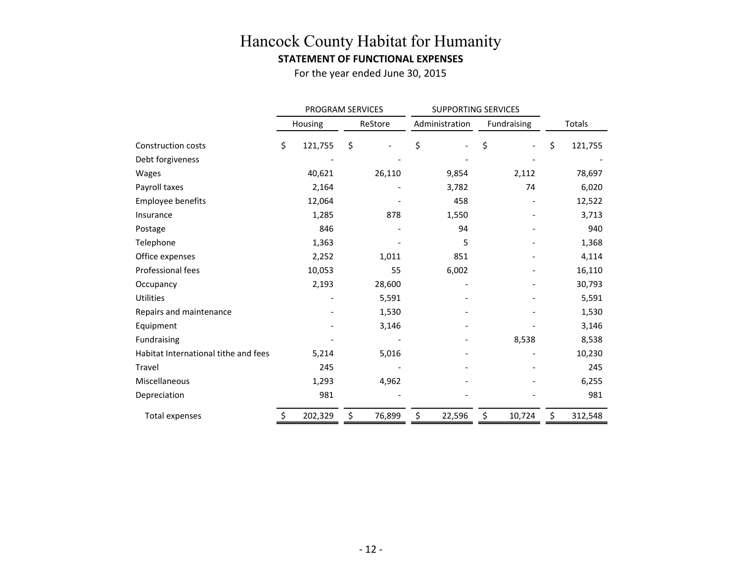# Hancock County Habitat for Humanity

## STATEMENT OF FUNCTIONAL EXPENSES

For the year ended June 30, 2015

| | PROGRAM SERVICES | | SUPPORTING SERVICES | | |
|---|---|---|---|---|---|
| | Housing | ReStore | Administration | Fundraising | Totals |
| Construction costs | $ 121,755 | $ - | $ - | $ - | $ 121,755 |
| Debt forgiveness | - | - | - | - | - |
| Wages | 40,621 | 26,110 | 9,854 | 2,112 | 78,697 |
| Payroll taxes | 2,164 | - | 3,782 | 74 | 6,020 |
| Employee benefits | 12,064 | - | 458 | - | 12,522 |
| Insurance | 1,285 | 878 | 1,550 | - | 3,713 |
| Postage | 846 | - | 94 | - | 940 |
| Telephone | 1,363 | - | 5 | - | 1,368 |
| Office expenses | 2,252 | 1,011 | 851 | - | 4,114 |
| Professional fees | 10,053 | 55 | 6,002 | - | 16,110 |
| Occupancy | 2,193 | 28,600 | - | - | 30,793 |
| Utilities | - | 5,591 | - | - | 5,591 |
| Repairs and maintenance | - | 1,530 | - | - | 1,530 |
| Equipment | - | 3,146 | - | - | 3,146 |
| Fundraising | - | - | - | 8,538 | 8,538 |
| Habitat International tithe and fees | 5,214 | 5,016 | - | - | 10,230 |
| Travel | 245 | - | - | - | 245 |
| Miscellaneous | 1,293 | 4,962 | - | - | 6,255 |
| Depreciation | 981 | - | - | - | 981 |
| Total expenses | $ 202,329 | $ 76,899 | $ 22,596 | $ 10,724 | $ 312,548 |